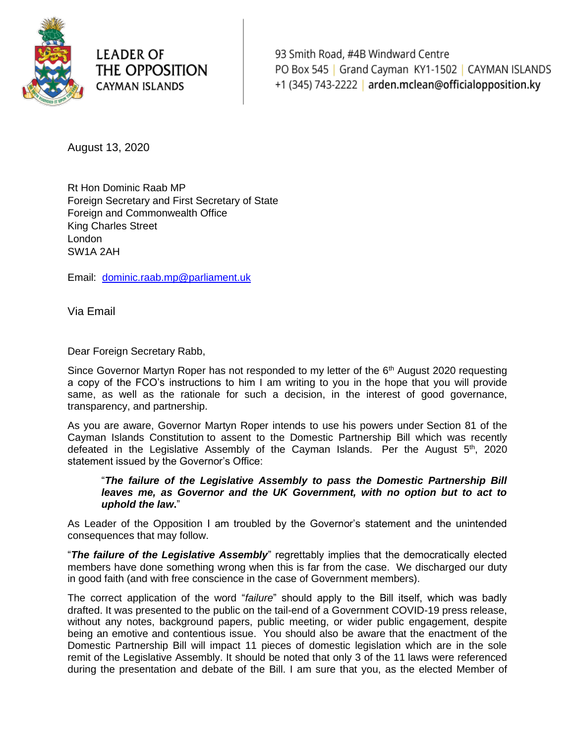**LEADER OF THE OPPOSITION**
**CAYMAN ISLANDS**

93 Smith Road, #4B Windward Centre
PO Box 545 | Grand Cayman KY1-1502 | CAYMAN ISLANDS
+1 (345) 743-2222 | **arden.mclean@officialopposition.ky**

August 13, 2020

Rt Hon Dominic Raab MP
Foreign Secretary and First Secretary of State
Foreign and Commonwealth Office
King Charles Street
London
SW1A 2AH

Email: dominic.raab.mp@parliament.uk

Via Email

Dear Foreign Secretary Rabb,

Since Governor Martyn Roper has not responded to my letter of the 6th August 2020 requesting a copy of the FCO's instructions to him I am writing to you in the hope that you will provide same, as well as the rationale for such a decision, in the interest of good governance, transparency, and partnership.

As you are aware, Governor Martyn Roper intends to use his powers under Section 81 of the Cayman Islands Constitution to assent to the Domestic Partnership Bill which was recently defeated in the Legislative Assembly of the Cayman Islands. Per the August 5th, 2020 statement issued by the Governor's Office:

> "***The failure of the Legislative Assembly to pass the Domestic Partnership Bill leaves me, as Governor and the UK Government, with no option but to act to uphold the law.***"

As Leader of the Opposition I am troubled by the Governor's statement and the unintended consequences that may follow.

"***The failure of the Legislative Assembly***" regrettably implies that the democratically elected members have done something wrong when this is far from the case. We discharged our duty in good faith (and with free conscience in the case of Government members).

The correct application of the word "*failure*" should apply to the Bill itself, which was badly drafted. It was presented to the public on the tail-end of a Government COVID-19 press release, without any notes, background papers, public meeting, or wider public engagement, despite being an emotive and contentious issue. You should also be aware that the enactment of the Domestic Partnership Bill will impact 11 pieces of domestic legislation which are in the sole remit of the Legislative Assembly. It should be noted that only 3 of the 11 laws were referenced during the presentation and debate of the Bill. I am sure that you, as the elected Member of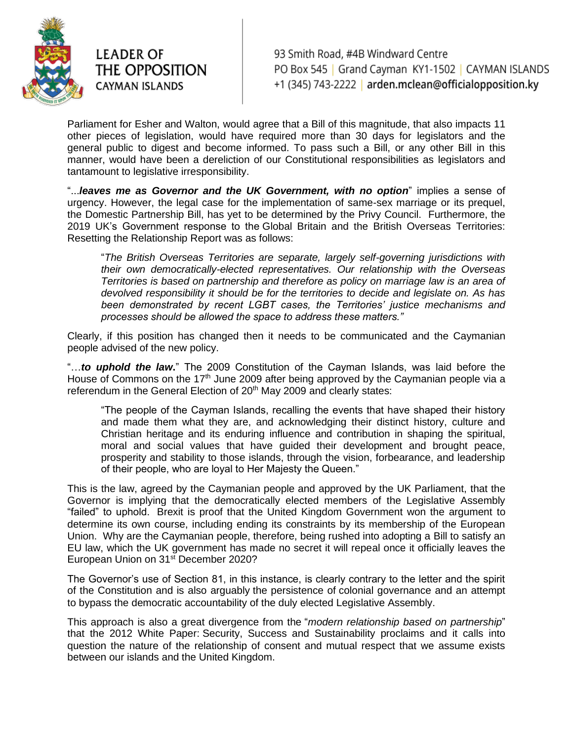Parliament for Esher and Walton, would agree that a Bill of this magnitude, that also impacts 11 other pieces of legislation, would have required more than 30 days for legislators and the general public to digest and become informed. To pass such a Bill, or any other Bill in this manner, would have been a dereliction of our Constitutional responsibilities as legislators and tantamount to legislative irresponsibility.

"...***leaves me as Governor and the UK Government, with no option***" implies a sense of urgency. However, the legal case for the implementation of same-sex marriage or its prequel, the Domestic Partnership Bill, has yet to be determined by the Privy Council. Furthermore, the 2019 UK's Government response to the Global Britain and the British Overseas Territories: Resetting the Relationship Report was as follows:

> "*The British Overseas Territories are separate, largely self-governing jurisdictions with their own democratically-elected representatives. Our relationship with the Overseas Territories is based on partnership and therefore as policy on marriage law is an area of devolved responsibility it should be for the territories to decide and legislate on. As has been demonstrated by recent LGBT cases, the Territories' justice mechanisms and processes should be allowed the space to address these matters."*

Clearly, if this position has changed then it needs to be communicated and the Caymanian people advised of the new policy.

"…***to uphold the law*.**" The 2009 Constitution of the Cayman Islands, was laid before the House of Commons on the 17th June 2009 after being approved by the Caymanian people via a referendum in the General Election of 20th May 2009 and clearly states:

> "The people of the Cayman Islands, recalling the events that have shaped their history and made them what they are, and acknowledging their distinct history, culture and Christian heritage and its enduring influence and contribution in shaping the spiritual, moral and social values that have guided their development and brought peace, prosperity and stability to those islands, through the vision, forbearance, and leadership of their people, who are loyal to Her Majesty the Queen."

This is the law, agreed by the Caymanian people and approved by the UK Parliament, that the Governor is implying that the democratically elected members of the Legislative Assembly "failed" to uphold. Brexit is proof that the United Kingdom Government won the argument to determine its own course, including ending its constraints by its membership of the European Union. Why are the Caymanian people, therefore, being rushed into adopting a Bill to satisfy an EU law, which the UK government has made no secret it will repeal once it officially leaves the European Union on 31st December 2020?

The Governor's use of Section 81, in this instance, is clearly contrary to the letter and the spirit of the Constitution and is also arguably the persistence of colonial governance and an attempt to bypass the democratic accountability of the duly elected Legislative Assembly.

This approach is also a great divergence from the "*modern relationship based on partnership*" that the 2012 White Paper: Security, Success and Sustainability proclaims and it calls into question the nature of the relationship of consent and mutual respect that we assume exists between our islands and the United Kingdom.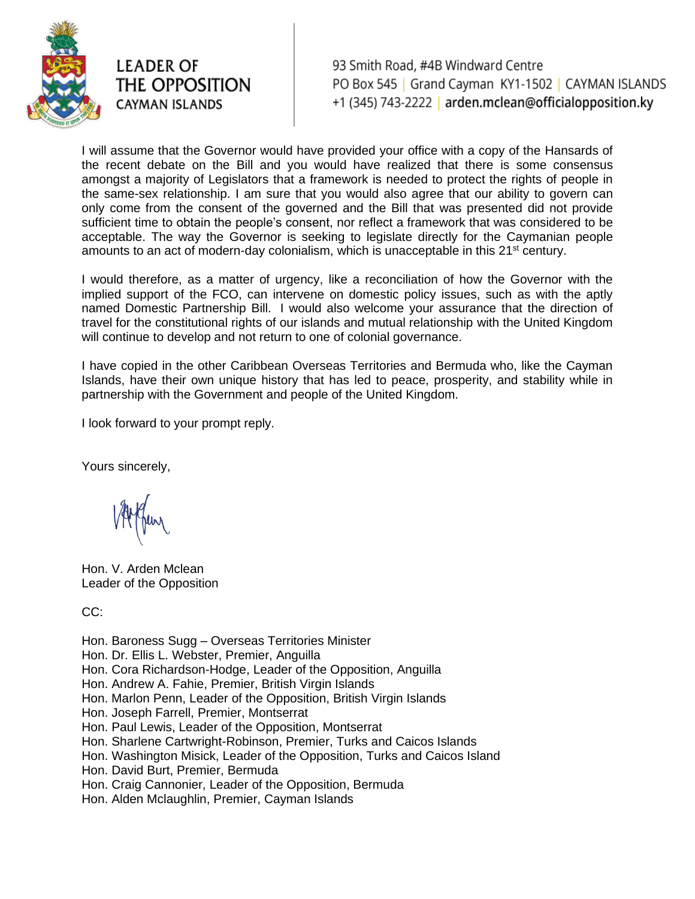I will assume that the Governor would have provided your office with a copy of the Hansards of the recent debate on the Bill and you would have realized that there is some consensus amongst a majority of Legislators that a framework is needed to protect the rights of people in the same-sex relationship. I am sure that you would also agree that our ability to govern can only come from the consent of the governed and the Bill that was presented did not provide sufficient time to obtain the people's consent, nor reflect a framework that was considered to be acceptable. The way the Governor is seeking to legislate directly for the Caymanian people amounts to an act of modern-day colonialism, which is unacceptable in this 21st century.

I would therefore, as a matter of urgency, like a reconciliation of how the Governor with the implied support of the FCO, can intervene on domestic policy issues, such as with the aptly named Domestic Partnership Bill. I would also welcome your assurance that the direction of travel for the constitutional rights of our islands and mutual relationship with the United Kingdom will continue to develop and not return to one of colonial governance.

I have copied in the other Caribbean Overseas Territories and Bermuda who, like the Cayman Islands, have their own unique history that has led to peace, prosperity, and stability while in partnership with the Government and people of the United Kingdom.

I look forward to your prompt reply.

Yours sincerely,

Hon. V. Arden Mclean
Leader of the Opposition

CC:

Hon. Baroness Sugg – Overseas Territories Minister
Hon. Dr. Ellis L. Webster, Premier, Anguilla
Hon. Cora Richardson-Hodge, Leader of the Opposition, Anguilla
Hon. Andrew A. Fahie, Premier, British Virgin Islands
Hon. Marlon Penn, Leader of the Opposition, British Virgin Islands
Hon. Joseph Farrell, Premier, Montserrat
Hon. Paul Lewis, Leader of the Opposition, Montserrat
Hon. Sharlene Cartwright-Robinson, Premier, Turks and Caicos Islands
Hon. Washington Misick, Leader of the Opposition, Turks and Caicos Island
Hon. David Burt, Premier, Bermuda
Hon. Craig Cannonier, Leader of the Opposition, Bermuda
Hon. Alden Mclaughlin, Premier, Cayman Islands